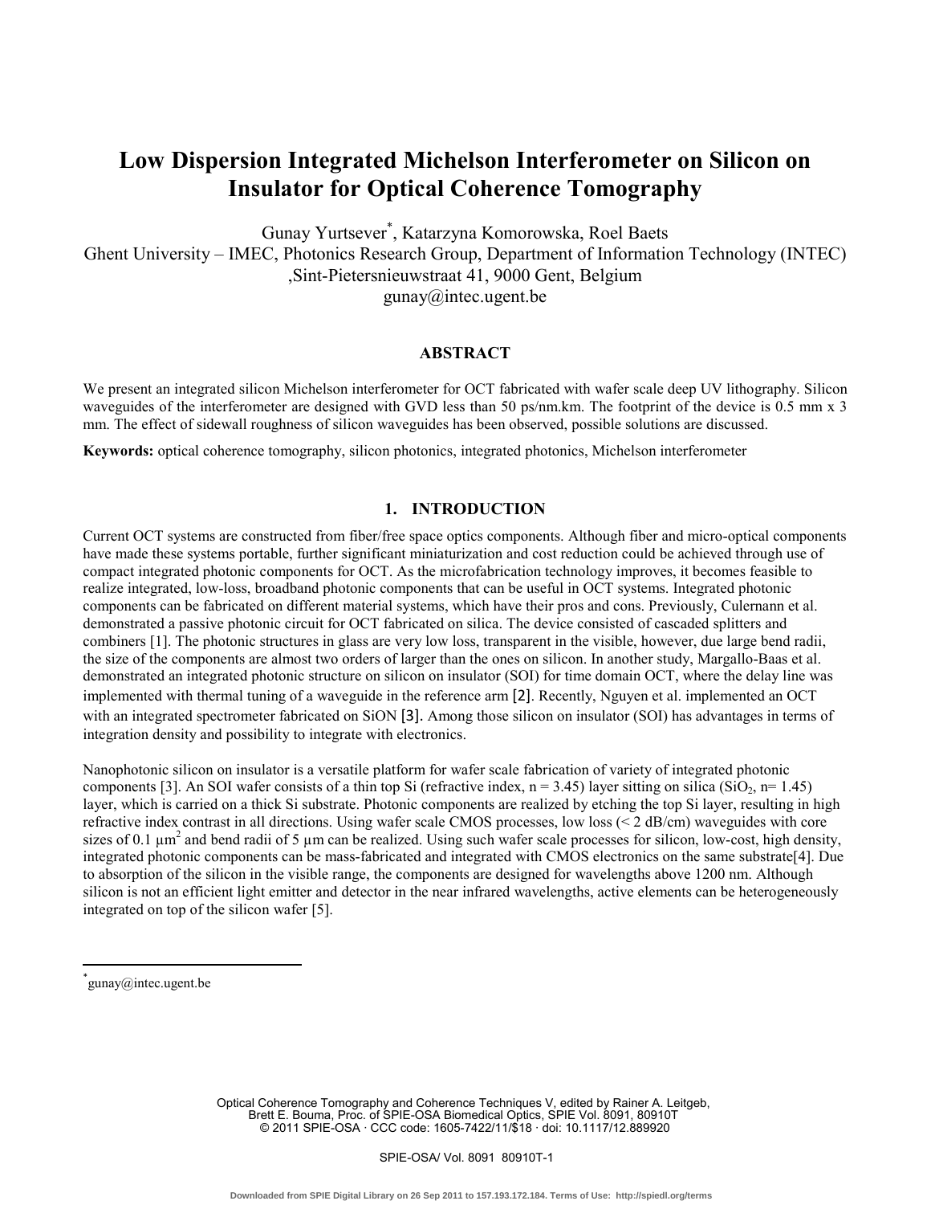# Low Dispersion Integrated Michelson Interferometer on Silicon on Insulator for Optical Coherence Tomography

Gunay Yurtsever*, Katarzyna Komorowska, Roel Baets

Ghent University – IMEC, Photonics Research Group, Department of Information Technology (INTEC) ,Sint-Pietersnieuwstraat 41, 9000 Gent, Belgium

gunay@intec.ugent.be

## ABSTRACT

We present an integrated silicon Michelson interferometer for OCT fabricated with wafer scale deep UV lithography. Silicon waveguides of the interferometer are designed with GVD less than 50 ps/nm.km. The footprint of the device is 0.5 mm x 3 mm. The effect of sidewall roughness of silicon waveguides has been observed, possible solutions are discussed.

**Keywords:** optical coherence tomography, silicon photonics, integrated photonics, Michelson interferometer

## 1. INTRODUCTION

Current OCT systems are constructed from fiber/free space optics components. Although fiber and micro-optical components have made these systems portable, further significant miniaturization and cost reduction could be achieved through use of compact integrated photonic components for OCT. As the microfabrication technology improves, it becomes feasible to realize integrated, low-loss, broadband photonic components that can be useful in OCT systems. Integrated photonic components can be fabricated on different material systems, which have their pros and cons. Previously, Culernann et al. demonstrated a passive photonic circuit for OCT fabricated on silica. The device consisted of cascaded splitters and combiners [1]. The photonic structures in glass are very low loss, transparent in the visible, however, due large bend radii, the size of the components are almost two orders of larger than the ones on silicon. In another study, Margallo-Baas et al. demonstrated an integrated photonic structure on silicon on insulator (SOI) for time domain OCT, where the delay line was implemented with thermal tuning of a waveguide in the reference arm [2]. Recently, Nguyen et al. implemented an OCT with an integrated spectrometer fabricated on SiON [3]. Among those silicon on insulator (SOI) has advantages in terms of integration density and possibility to integrate with electronics.

Nanophotonic silicon on insulator is a versatile platform for wafer scale fabrication of variety of integrated photonic components [3]. An SOI wafer consists of a thin top Si (refractive index, n = 3.45) layer sitting on silica ($SiO_2$, n= 1.45) layer, which is carried on a thick Si substrate. Photonic components are realized by etching the top Si layer, resulting in high refractive index contrast in all directions. Using wafer scale CMOS processes, low loss (< 2 dB/cm) waveguides with core sizes of 0.1 µm$^2$ and bend radii of 5 µm can be realized. Using such wafer scale processes for silicon, low-cost, high density, integrated photonic components can be mass-fabricated and integrated with CMOS electronics on the same substrate[4]. Due to absorption of the silicon in the visible range, the components are designed for wavelengths above 1200 nm. Although silicon is not an efficient light emitter and detector in the near infrared wavelengths, active elements can be heterogeneously integrated on top of the silicon wafer [5].

*gunay@intec.ugent.be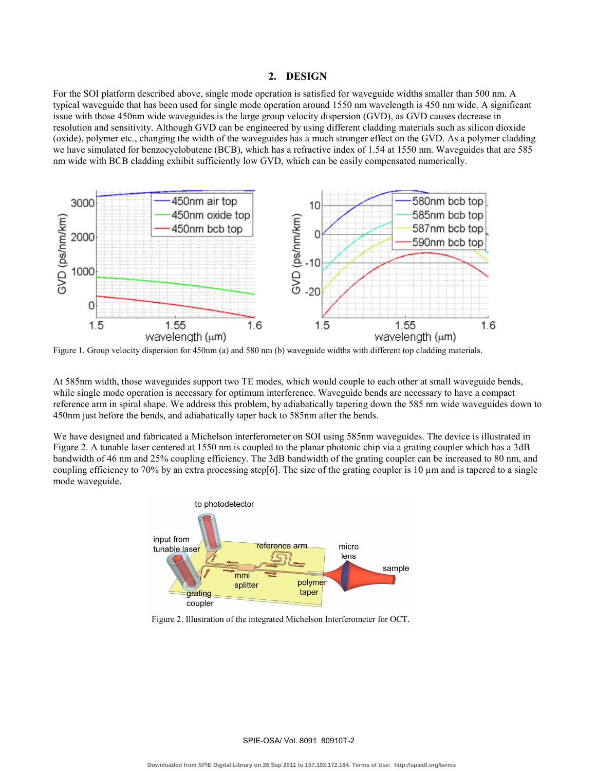## 2. DESIGN

For the SOI platform described above, single mode operation is satisfied for waveguide widths smaller than 500 nm. A typical waveguide that has been used for single mode operation around 1550 nm wavelength is 450 nm wide. A significant issue with those 450nm wide waveguides is the large group velocity dispersion (GVD), as GVD causes decrease in resolution and sensitivity. Although GVD can be engineered by using different cladding materials such as silicon dioxide (oxide), polymer etc., changing the width of the waveguides has a much stronger effect on the GVD. As a polymer cladding we have simulated for benzocyclobutene (BCB), which has a refractive index of 1.54 at 1550 nm. Waveguides that are 585 nm wide with BCB cladding exhibit sufficiently low GVD, which can be easily compensated numerically.

Figure 1. Group velocity dispersion for 450nm (a) and 580 nm (b) waveguide widths with different top cladding materials.

At 585nm width, those waveguides support two TE modes, which would couple to each other at small waveguide bends, while single mode operation is necessary for optimum interference. Waveguide bends are necessary to have a compact reference arm in spiral shape. We address this problem, by adiabatically tapering down the 585 nm wide waveguides down to 450nm just before the bends, and adiabatically taper back to 585nm after the bends.

We have designed and fabricated a Michelson interferometer on SOI using 585nm waveguides. The device is illustrated in Figure 2. A tunable laser centered at 1550 nm is coupled to the planar photonic chip via a grating coupler which has a 3dB bandwidth of 46 nm and 25% coupling efficiency. The 3dB bandwidth of the grating coupler can be increased to 80 nm, and coupling efficiency to 70% by an extra processing step[6]. The size of the grating coupler is 10 µm and is tapered to a single mode waveguide.

Figure 2. Illustration of the integrated Michelson Interferometer for OCT.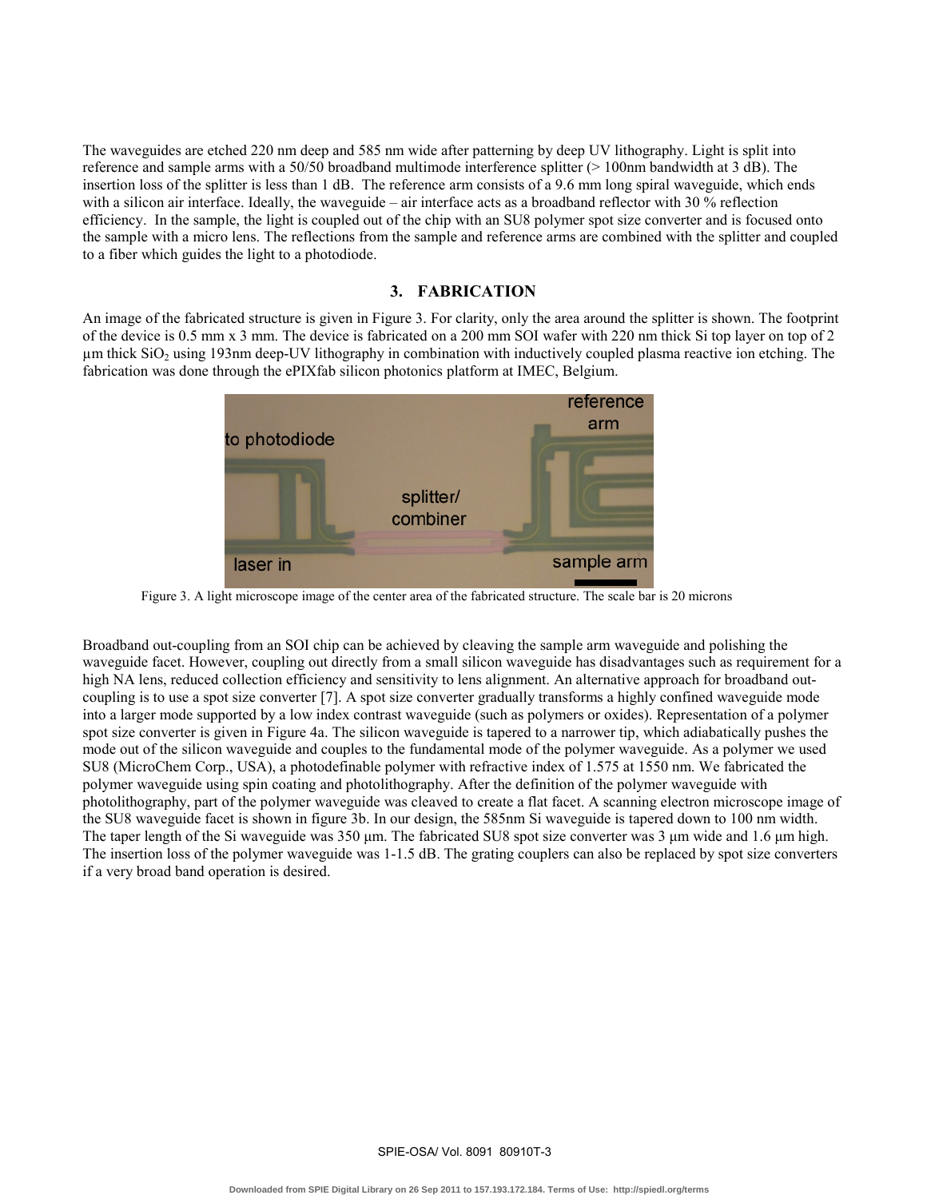The waveguides are etched 220 nm deep and 585 nm wide after patterning by deep UV lithography. Light is split into reference and sample arms with a 50/50 broadband multimode interference splitter (> 100nm bandwidth at 3 dB). The insertion loss of the splitter is less than 1 dB. The reference arm consists of a 9.6 mm long spiral waveguide, which ends with a silicon air interface. Ideally, the waveguide – air interface acts as a broadband reflector with 30 % reflection efficiency. In the sample, the light is coupled out of the chip with an SU8 polymer spot size converter and is focused onto the sample with a micro lens. The reflections from the sample and reference arms are combined with the splitter and coupled to a fiber which guides the light to a photodiode.

## 3. FABRICATION

An image of the fabricated structure is given in Figure 3. For clarity, only the area around the splitter is shown. The footprint of the device is 0.5 mm x 3 mm. The device is fabricated on a 200 mm SOI wafer with 220 nm thick Si top layer on top of 2 µm thick $SiO_2$ using 193nm deep-UV lithography in combination with inductively coupled plasma reactive ion etching. The fabrication was done through the ePIXfab silicon photonics platform at IMEC, Belgium.

Figure 3. A light microscope image of the center area of the fabricated structure. The scale bar is 20 microns

Broadband out-coupling from an SOI chip can be achieved by cleaving the sample arm waveguide and polishing the waveguide facet. However, coupling out directly from a small silicon waveguide has disadvantages such as requirement for a high NA lens, reduced collection efficiency and sensitivity to lens alignment. An alternative approach for broadband out-coupling is to use a spot size converter [7]. A spot size converter gradually transforms a highly confined waveguide mode into a larger mode supported by a low index contrast waveguide (such as polymers or oxides). Representation of a polymer spot size converter is given in Figure 4a. The silicon waveguide is tapered to a narrower tip, which adiabatically pushes the mode out of the silicon waveguide and couples to the fundamental mode of the polymer waveguide. As a polymer we used SU8 (MicroChem Corp., USA), a photodefinable polymer with refractive index of 1.575 at 1550 nm. We fabricated the polymer waveguide using spin coating and photolithography. After the definition of the polymer waveguide with photolithography, part of the polymer waveguide was cleaved to create a flat facet. A scanning electron microscope image of the SU8 waveguide facet is shown in figure 3b. In our design, the 585nm Si waveguide is tapered down to 100 nm width. The taper length of the Si waveguide was 350 µm. The fabricated SU8 spot size converter was 3 µm wide and 1.6 µm high. The insertion loss of the polymer waveguide was 1-1.5 dB. The grating couplers can also be replaced by spot size converters if a very broad band operation is desired.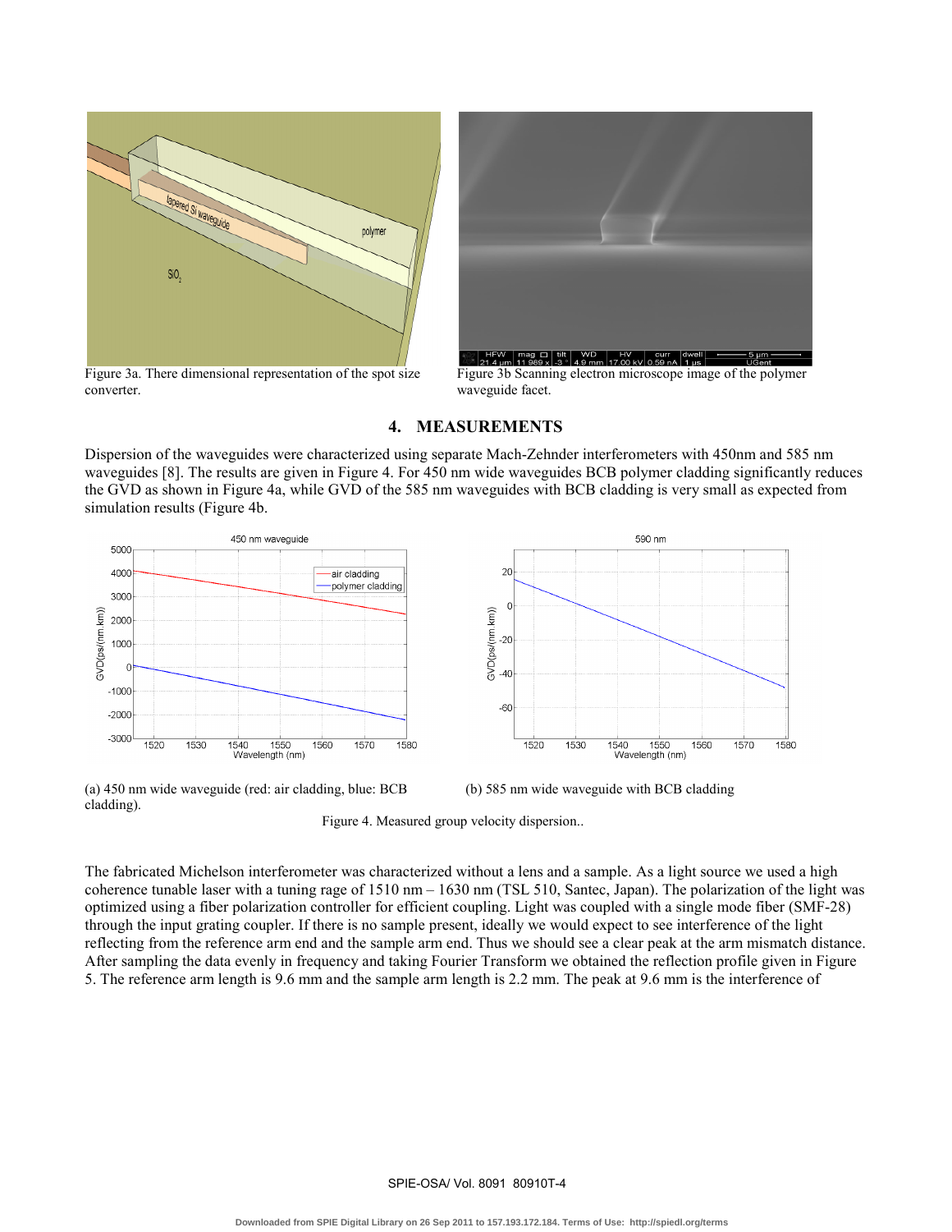Figure 3a. There dimensional representation of the spot size converter.

Figure 3b Scanning electron microscope image of the polymer waveguide facet.

## 4. MEASUREMENTS

Dispersion of the waveguides were characterized using separate Mach-Zehnder interferometers with 450nm and 585 nm waveguides [8]. The results are given in Figure 4. For 450 nm wide waveguides BCB polymer cladding significantly reduces the GVD as shown in Figure 4a, while GVD of the 585 nm waveguides with BCB cladding is very small as expected from simulation results (Figure 4b.

(a) 450 nm wide waveguide (red: air cladding, blue: BCB cladding).

(b) 585 nm wide waveguide with BCB cladding

Figure 4. Measured group velocity dispersion..

The fabricated Michelson interferometer was characterized without a lens and a sample. As a light source we used a high coherence tunable laser with a tuning rage of 1510 nm – 1630 nm (TSL 510, Santec, Japan). The polarization of the light was optimized using a fiber polarization controller for efficient coupling. Light was coupled with a single mode fiber (SMF-28) through the input grating coupler. If there is no sample present, ideally we would expect to see interference of the light reflecting from the reference arm end and the sample arm end. Thus we should see a clear peak at the arm mismatch distance. After sampling the data evenly in frequency and taking Fourier Transform we obtained the reflection profile given in Figure 5. The reference arm length is 9.6 mm and the sample arm length is 2.2 mm. The peak at 9.6 mm is the interference of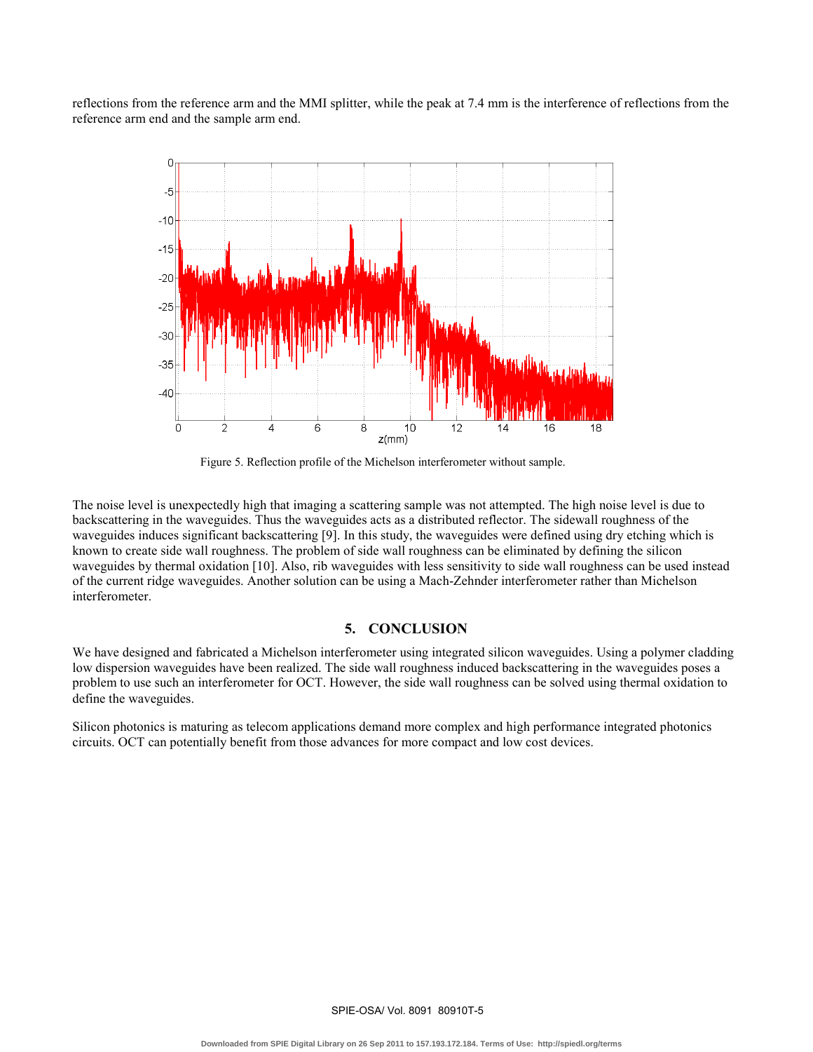reflections from the reference arm and the MMI splitter, while the peak at 7.4 mm is the interference of reflections from the reference arm end and the sample arm end.

Figure 5. Reflection profile of the Michelson interferometer without sample.

The noise level is unexpectedly high that imaging a scattering sample was not attempted. The high noise level is due to backscattering in the waveguides. Thus the waveguides acts as a distributed reflector. The sidewall roughness of the waveguides induces significant backscattering [9]. In this study, the waveguides were defined using dry etching which is known to create side wall roughness. The problem of side wall roughness can be eliminated by defining the silicon waveguides by thermal oxidation [10]. Also, rib waveguides with less sensitivity to side wall roughness can be used instead of the current ridge waveguides. Another solution can be using a Mach-Zehnder interferometer rather than Michelson interferometer.

## 5. CONCLUSION

We have designed and fabricated a Michelson interferometer using integrated silicon waveguides. Using a polymer cladding low dispersion waveguides have been realized. The side wall roughness induced backscattering in the waveguides poses a problem to use such an interferometer for OCT. However, the side wall roughness can be solved using thermal oxidation to define the waveguides.

Silicon photonics is maturing as telecom applications demand more complex and high performance integrated photonics circuits. OCT can potentially benefit from those advances for more compact and low cost devices.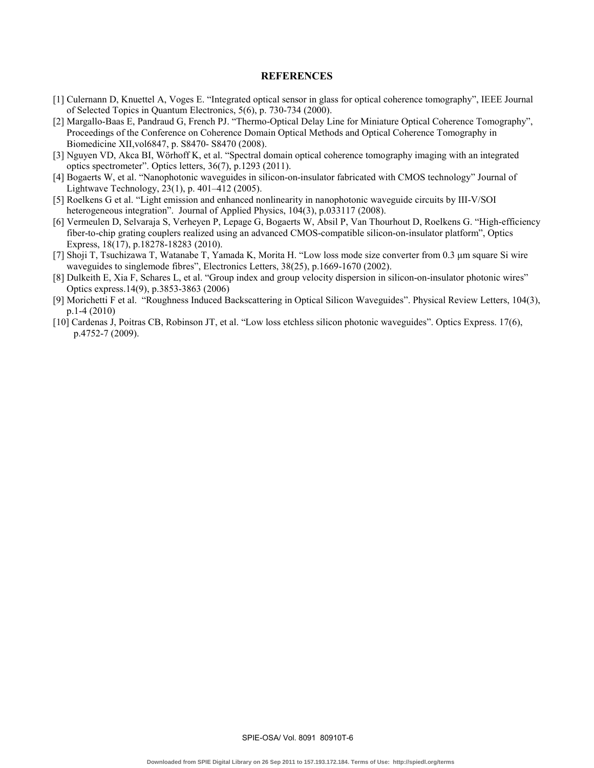## REFERENCES

[1] Culernann D, Knuettel A, Voges E. "Integrated optical sensor in glass for optical coherence tomography", IEEE Journal of Selected Topics in Quantum Electronics, 5(6), p. 730-734 (2000).

[2] Margallo-Baas E, Pandraud G, French PJ. "Thermo-Optical Delay Line for Miniature Optical Coherence Tomography", Proceedings of the Conference on Coherence Domain Optical Methods and Optical Coherence Tomography in Biomedicine XII,vol6847, p. S8470- S8470 (2008).

[3] Nguyen VD, Akca BI, Wörhoff K, et al. "Spectral domain optical coherence tomography imaging with an integrated optics spectrometer". Optics letters, 36(7), p.1293 (2011).

[4] Bogaerts W, et al. "Nanophotonic waveguides in silicon-on-insulator fabricated with CMOS technology" Journal of Lightwave Technology, 23(1), p. 401–412 (2005).

[5] Roelkens G et al. "Light emission and enhanced nonlinearity in nanophotonic waveguide circuits by III-V/SOI heterogeneous integration". Journal of Applied Physics, 104(3), p.033117 (2008).

[6] Vermeulen D, Selvaraja S, Verheyen P, Lepage G, Bogaerts W, Absil P, Van Thourhout D, Roelkens G. "High-efficiency fiber-to-chip grating couplers realized using an advanced CMOS-compatible silicon-on-insulator platform", Optics Express, 18(17), p.18278-18283 (2010).

[7] Shoji T, Tsuchizawa T, Watanabe T, Yamada K, Morita H. "Low loss mode size converter from 0.3 µm square Si wire waveguides to singlemode fibres", Electronics Letters, 38(25), p.1669-1670 (2002).

[8] Dulkeith E, Xia F, Schares L, et al. "Group index and group velocity dispersion in silicon-on-insulator photonic wires" Optics express.14(9), p.3853-3863 (2006)

[9] Morichetti F et al. "Roughness Induced Backscattering in Optical Silicon Waveguides". Physical Review Letters, 104(3), p.1-4 (2010)

[10] Cardenas J, Poitras CB, Robinson JT, et al. "Low loss etchless silicon photonic waveguides". Optics Express. 17(6), p.4752-7 (2009).